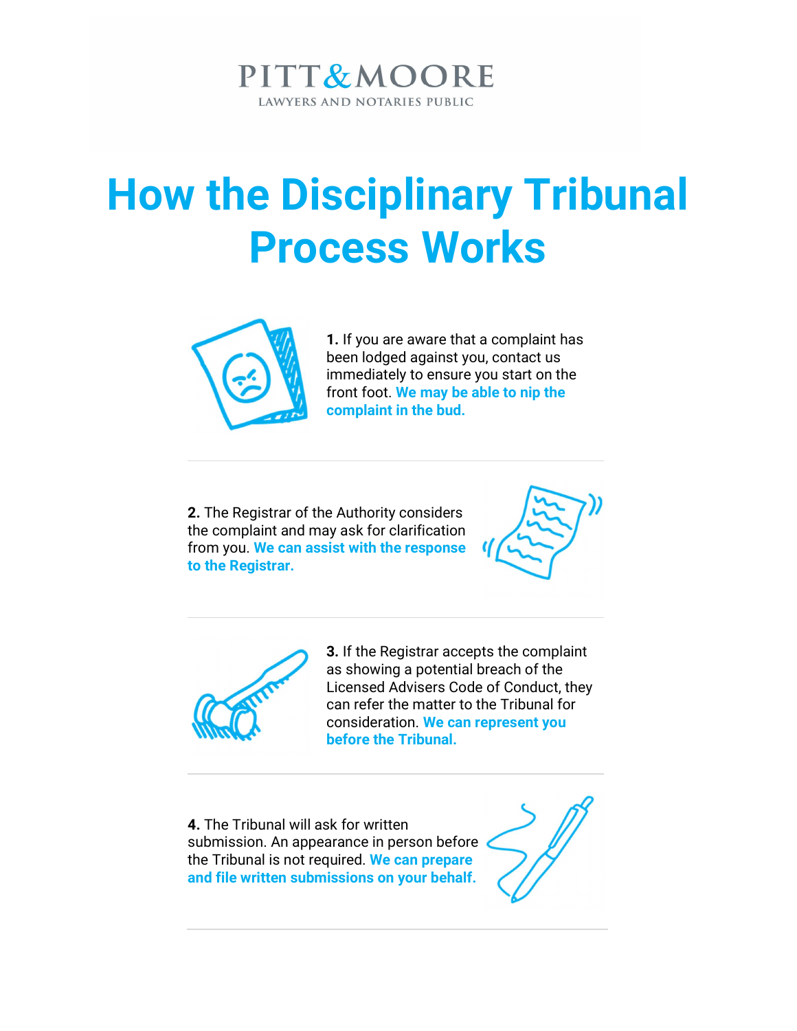PITT & MOORE

LAWYERS AND NOTARIES PUBLIC

# How the Disciplinary Tribunal Process Works

**1.** If you are aware that a complaint has been lodged against you, contact us immediately to ensure you start on the front foot. **We may be able to nip the complaint in the bud.**

**2.** The Registrar of the Authority considers the complaint and may ask for clarification from you. **We can assist with the response to the Registrar.**

**3.** If the Registrar accepts the complaint as showing a potential breach of the Licensed Advisers Code of Conduct, they can refer the matter to the Tribunal for consideration. **We can represent you before the Tribunal.**

**4.** The Tribunal will ask for written submission. An appearance in person before the Tribunal is not required. **We can prepare and file written submissions on your behalf.**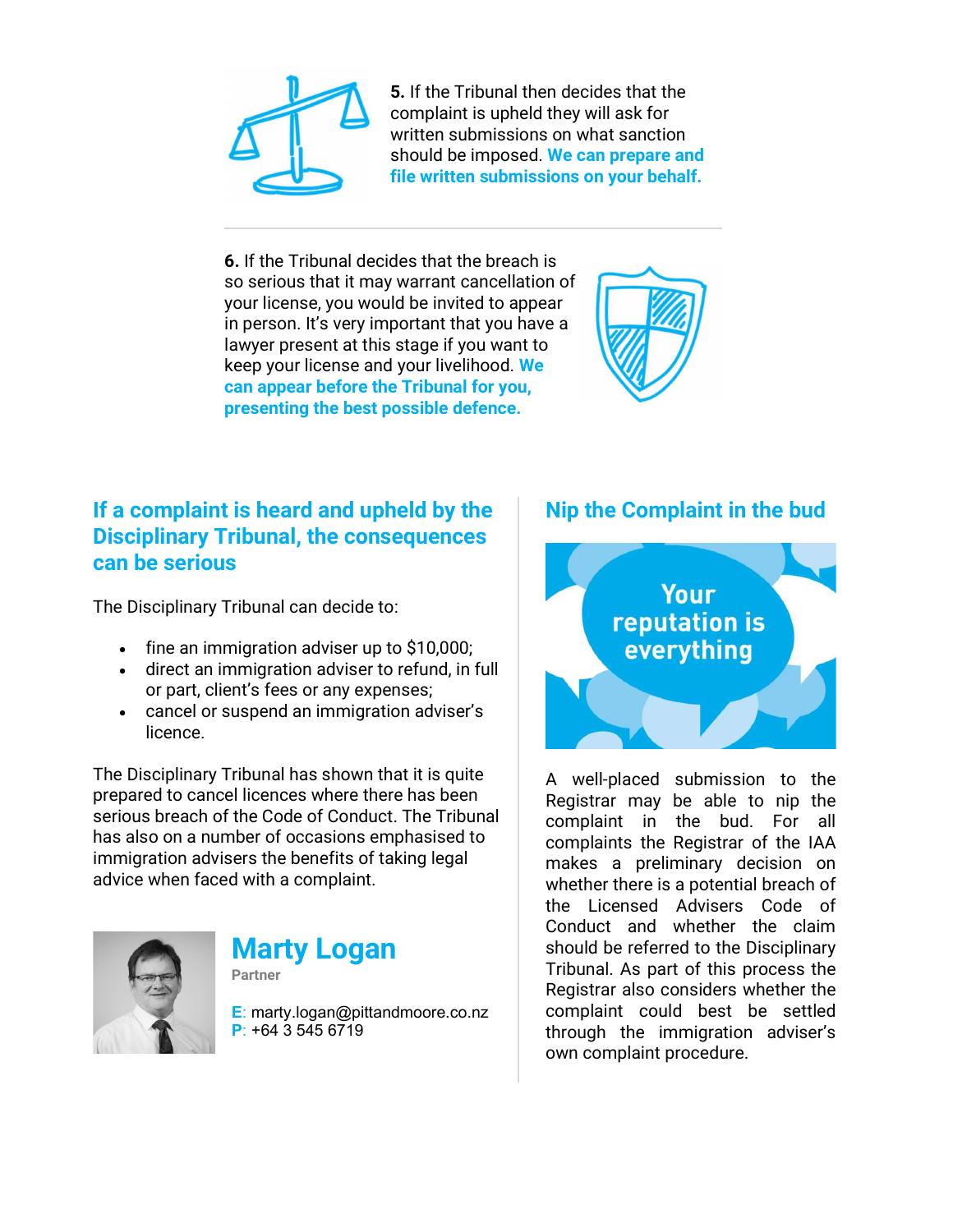**5.** If the Tribunal then decides that the complaint is upheld they will ask for written submissions on what sanction should be imposed. **We can prepare and file written submissions on your behalf.**

---

**6.** If the Tribunal decides that the breach is so serious that it may warrant cancellation of your license, you would be invited to appear in person. It's very important that you have a lawyer present at this stage if you want to keep your license and your livelihood. **We can appear before the Tribunal for you, presenting the best possible defence.**

## If a complaint is heard and upheld by the Disciplinary Tribunal, the consequences can be serious

The Disciplinary Tribunal can decide to:

- fine an immigration adviser up to $10,000;
- direct an immigration adviser to refund, in full or part, client's fees or any expenses;
- cancel or suspend an immigration adviser's licence.

The Disciplinary Tribunal has shown that it is quite prepared to cancel licences where there has been serious breach of the Code of Conduct. The Tribunal has also on a number of occasions emphasised to immigration advisers the benefits of taking legal advice when faced with a complaint.

## Marty Logan

Partner

E: marty.logan@pittandmoore.co.nz
P: +64 3 545 6719

## Nip the Complaint in the bud

Your reputation is everything

A well-placed submission to the Registrar may be able to nip the complaint in the bud. For all complaints the Registrar of the IAA makes a preliminary decision on whether there is a potential breach of the Licensed Advisers Code of Conduct and whether the claim should be referred to the Disciplinary Tribunal. As part of this process the Registrar also considers whether the complaint could best be settled through the immigration adviser's own complaint procedure.